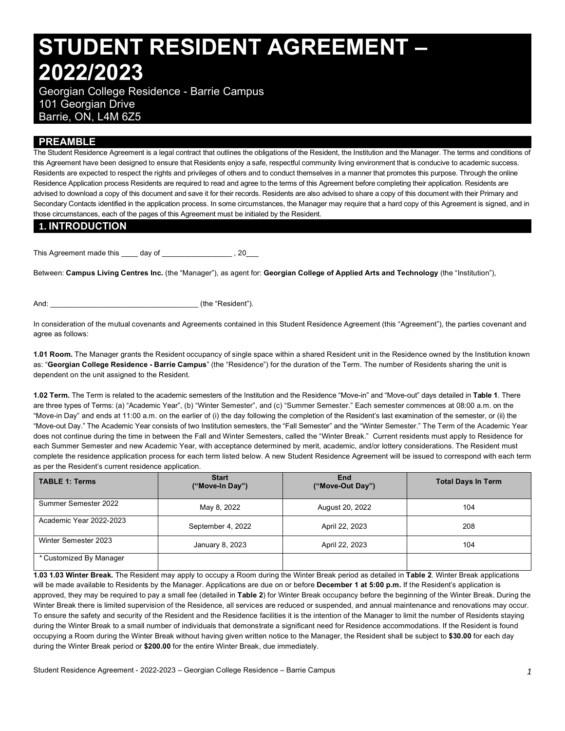# STUDENT RESIDENT AGREEMENT – 2022/2023

Georgian College Residence - Barrie Campus
101 Georgian Drive
Barrie, ON, L4M 6Z5

## PREAMBLE

The Student Residence Agreement is a legal contract that outlines the obligations of the Resident, the Institution and the Manager. The terms and conditions of this Agreement have been designed to ensure that Residents enjoy a safe, respectful community living environment that is conducive to academic success. Residents are expected to respect the rights and privileges of others and to conduct themselves in a manner that promotes this purpose. Through the online Residence Application process Residents are required to read and agree to the terms of this Agreement before completing their application. Residents are advised to download a copy of this document and save it for their records. Residents are also advised to share a copy of this document with their Primary and Secondary Contacts identified in the application process. In some circumstances, the Manager may require that a hard copy of this Agreement is signed, and in those circumstances, each of the pages of this Agreement must be initialed by the Resident.

## 1. INTRODUCTION

This Agreement made this ____ day of _________________ , 20___

Between: **Campus Living Centres Inc.** (the "Manager"), as agent for: **Georgian College of Applied Arts and Technology** (the "Institution"),

And: ____________________________________ (the "Resident").

In consideration of the mutual covenants and Agreements contained in this Student Residence Agreement (this "Agreement"), the parties covenant and agree as follows:

**1.01 Room.** The Manager grants the Resident occupancy of single space within a shared Resident unit in the Residence owned by the Institution known as: "**Georgian College Residence - Barrie Campus**" (the "Residence") for the duration of the Term. The number of Residents sharing the unit is dependent on the unit assigned to the Resident.

**1.02 Term.** The Term is related to the academic semesters of the Institution and the Residence "Move-in" and "Move-out" days detailed in **Table 1**. There are three types of Terms: (a) "Academic Year", (b) "Winter Semester", and (c) "Summer Semester." Each semester commences at 08:00 a.m. on the "Move-in Day" and ends at 11:00 a.m. on the earlier of (i) the day following the completion of the Resident's last examination of the semester, or (ii) the "Move-out Day." The Academic Year consists of two Institution semesters, the "Fall Semester" and the "Winter Semester." The Term of the Academic Year does not continue during the time in between the Fall and Winter Semesters, called the "Winter Break." Current residents must apply to Residence for each Summer Semester and new Academic Year, with acceptance determined by merit, academic, and/or lottery considerations. The Resident must complete the residence application process for each term listed below. A new Student Residence Agreement will be issued to correspond with each term as per the Resident's current residence application.

| TABLE 1: Terms | Start ("Move-In Day") | End ("Move-Out Day") | Total Days In Term |
|---|---|---|---|
| Summer Semester 2022 | May 8, 2022 | August 20, 2022 | 104 |
| Academic Year 2022-2023 | September 4, 2022 | April 22, 2023 | 208 |
| Winter Semester 2023 | January 8, 2023 | April 22, 2023 | 104 |
| * Customized By Manager | | | |

**1.03 1.03 Winter Break.** The Resident may apply to occupy a Room during the Winter Break period as detailed in **Table 2**. Winter Break applications will be made available to Residents by the Manager. Applications are due on or before **December 1 at 5:00 p.m.** If the Resident's application is approved, they may be required to pay a small fee (detailed in **Table 2**) for Winter Break occupancy before the beginning of the Winter Break. During the Winter Break there is limited supervision of the Residence, all services are reduced or suspended, and annual maintenance and renovations may occur. To ensure the safety and security of the Resident and the Residence facilities it is the intention of the Manager to limit the number of Residents staying during the Winter Break to a small number of individuals that demonstrate a significant need for Residence accommodations. If the Resident is found occupying a Room during the Winter Break without having given written notice to the Manager, the Resident shall be subject to **$30.00** for each day during the Winter Break period or **$200.00** for the entire Winter Break, due immediately.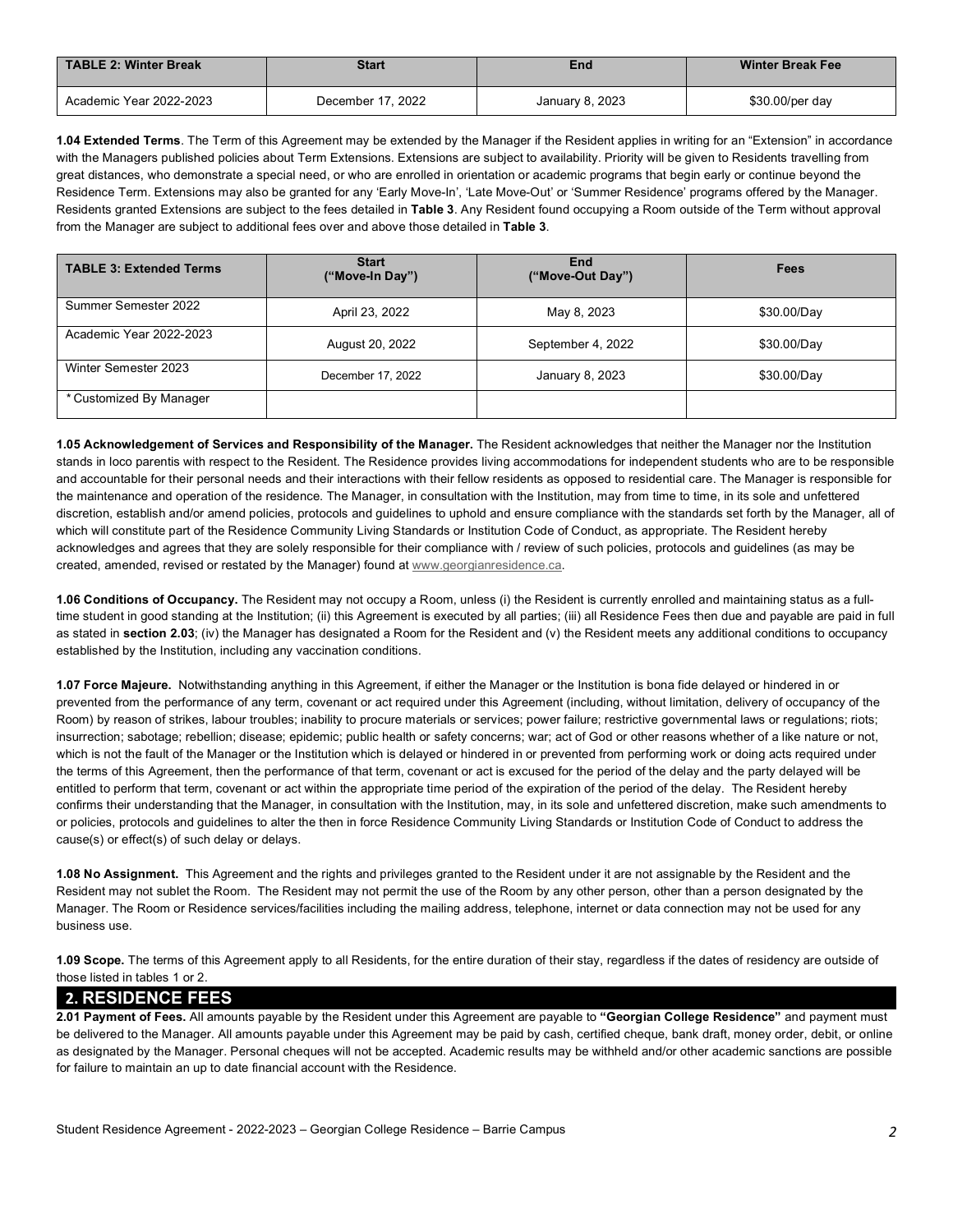| TABLE 2: Winter Break | Start | End | Winter Break Fee |
|---|---|---|---|
| Academic Year 2022-2023 | December 17, 2022 | January 8, 2023 | $30.00/per day |

**1.04 Extended Terms**. The Term of this Agreement may be extended by the Manager if the Resident applies in writing for an "Extension" in accordance with the Managers published policies about Term Extensions. Extensions are subject to availability. Priority will be given to Residents travelling from great distances, who demonstrate a special need, or who are enrolled in orientation or academic programs that begin early or continue beyond the Residence Term. Extensions may also be granted for any 'Early Move-In', 'Late Move-Out' or 'Summer Residence' programs offered by the Manager. Residents granted Extensions are subject to the fees detailed in **Table 3**. Any Resident found occupying a Room outside of the Term without approval from the Manager are subject to additional fees over and above those detailed in **Table 3**.

| TABLE 3: Extended Terms | Start ("Move-In Day") | End ("Move-Out Day") | Fees |
|---|---|---|---|
| Summer Semester 2022 | April 23, 2022 | May 8, 2023 | $30.00/Day |
| Academic Year 2022-2023 | August 20, 2022 | September 4, 2022 | $30.00/Day |
| Winter Semester 2023 | December 17, 2022 | January 8, 2023 | $30.00/Day |
| * Customized By Manager | | | |

**1.05 Acknowledgement of Services and Responsibility of the Manager.** The Resident acknowledges that neither the Manager nor the Institution stands in loco parentis with respect to the Resident. The Residence provides living accommodations for independent students who are to be responsible and accountable for their personal needs and their interactions with their fellow residents as opposed to residential care. The Manager is responsible for the maintenance and operation of the residence. The Manager, in consultation with the Institution, may from time to time, in its sole and unfettered discretion, establish and/or amend policies, protocols and guidelines to uphold and ensure compliance with the standards set forth by the Manager, all of which will constitute part of the Residence Community Living Standards or Institution Code of Conduct, as appropriate. The Resident hereby acknowledges and agrees that they are solely responsible for their compliance with / review of such policies, protocols and guidelines (as may be created, amended, revised or restated by the Manager) found at www.georgianresidence.ca.

**1.06 Conditions of Occupancy.** The Resident may not occupy a Room, unless (i) the Resident is currently enrolled and maintaining status as a full-time student in good standing at the Institution; (ii) this Agreement is executed by all parties; (iii) all Residence Fees then due and payable are paid in full as stated in **section 2.03**; (iv) the Manager has designated a Room for the Resident and (v) the Resident meets any additional conditions to occupancy established by the Institution, including any vaccination conditions.

**1.07 Force Majeure.** Notwithstanding anything in this Agreement, if either the Manager or the Institution is bona fide delayed or hindered in or prevented from the performance of any term, covenant or act required under this Agreement (including, without limitation, delivery of occupancy of the Room) by reason of strikes, labour troubles; inability to procure materials or services; power failure; restrictive governmental laws or regulations; riots; insurrection; sabotage; rebellion; disease; epidemic; public health or safety concerns; war; act of God or other reasons whether of a like nature or not, which is not the fault of the Manager or the Institution which is delayed or hindered in or prevented from performing work or doing acts required under the terms of this Agreement, then the performance of that term, covenant or act is excused for the period of the delay and the party delayed will be entitled to perform that term, covenant or act within the appropriate time period of the expiration of the period of the delay. The Resident hereby confirms their understanding that the Manager, in consultation with the Institution, may, in its sole and unfettered discretion, make such amendments to or policies, protocols and guidelines to alter the then in force Residence Community Living Standards or Institution Code of Conduct to address the cause(s) or effect(s) of such delay or delays.

**1.08 No Assignment.** This Agreement and the rights and privileges granted to the Resident under it are not assignable by the Resident and the Resident may not sublet the Room. The Resident may not permit the use of the Room by any other person, other than a person designated by the Manager. The Room or Residence services/facilities including the mailing address, telephone, internet or data connection may not be used for any business use.

**1.09 Scope.** The terms of this Agreement apply to all Residents, for the entire duration of their stay, regardless if the dates of residency are outside of those listed in tables 1 or 2.

## 2. RESIDENCE FEES

**2.01 Payment of Fees.** All amounts payable by the Resident under this Agreement are payable to **"Georgian College Residence"** and payment must be delivered to the Manager. All amounts payable under this Agreement may be paid by cash, certified cheque, bank draft, money order, debit, or online as designated by the Manager. Personal cheques will not be accepted. Academic results may be withheld and/or other academic sanctions are possible for failure to maintain an up to date financial account with the Residence.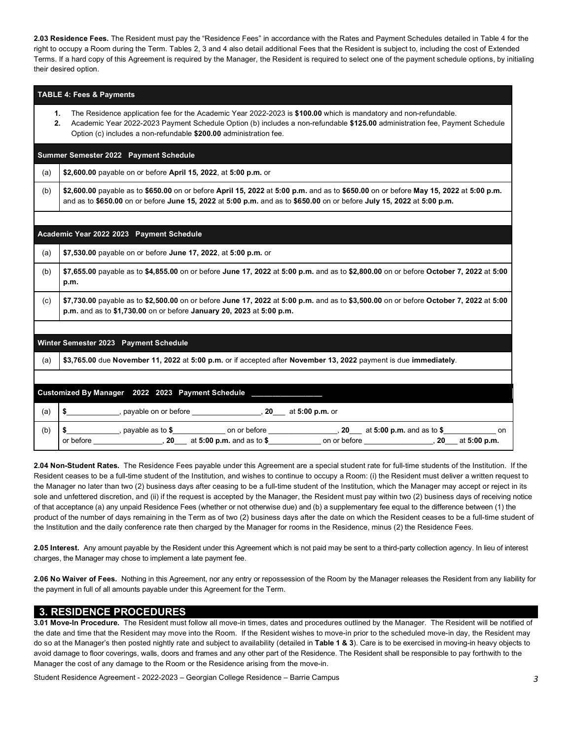**2.03 Residence Fees.** The Resident must pay the "Residence Fees" in accordance with the Rates and Payment Schedules detailed in Table 4 for the right to occupy a Room during the Term. Tables 2, 3 and 4 also detail additional Fees that the Resident is subject to, including the cost of Extended Terms. If a hard copy of this Agreement is required by the Manager, the Resident is required to select one of the payment schedule options, by initialing their desired option.

| **TABLE 4: Fees & Payments** | |
|---|---|
| 1. The Residence application fee for the Academic Year 2022-2023 is **$100.00** which is mandatory and non-refundable.<br>2. Academic Year 2022-2023 Payment Schedule Option (b) includes a non-refundable **$125.00** administration fee, Payment Schedule Option (c) includes a non-refundable **$200.00** administration fee. | |
| **Summer Semester 2022 Payment Schedule** | |
| (a) | **$2,600.00** payable on or before **April 15, 2022**, at **5:00 p.m.** or |
| (b) | **$2,600.00** payable as to **$650.00** on or before **April 15, 2022** at **5:00 p.m.** and as to **$650.00** on or before **May 15, 2022** at **5:00 p.m.** and as to **$650.00** on or before **June 15, 2022** at **5:00 p.m.** and as to **$650.00** on or before **July 15, 2022** at **5:00 p.m.** |
| **Academic Year 2022 2023 Payment Schedule** | |
| (a) | **$7,530.00** payable on or before **June 17, 2022**, at **5:00 p.m.** or |
| (b) | **$7,655.00** payable as to **$4,855.00** on or before **June 17, 2022** at **5:00 p.m.** and as to **$2,800.00** on or before **October 7, 2022** at **5:00 p.m.** |
| (c) | **$7,730.00** payable as to **$2,500.00** on or before **June 17, 2022** at **5:00 p.m.** and as to **$3,500.00** on or before **October 7, 2022** at **5:00 p.m.** and as to **$1,730.00** on or before **January 20, 2023** at **5:00 p.m.** |
| **Winter Semester 2023 Payment Schedule** | |
| (a) | **$3,765.00** due **November 11, 2022** at **5:00 p.m.** or if accepted after **November 13, 2022** payment is due **immediately**. |
| **Customized By Manager 2022 2023 Payment Schedule** ________________ | |
| (a) | **$**____________, payable on or before ________________, **20**___ at **5:00 p.m.** or |
| (b) | **$**____________, payable as to **$**____________ on or before ________________, **20**___ at **5:00 p.m.** and as to **$**____________ on or before ________________, **20**___ at **5:00 p.m.** and as to **$**____________ on or before ________________, **20**___ at **5:00 p.m.** |

**2.04 Non-Student Rates.** The Residence Fees payable under this Agreement are a special student rate for full-time students of the Institution. If the Resident ceases to be a full-time student of the Institution, and wishes to continue to occupy a Room: (i) the Resident must deliver a written request to the Manager no later than two (2) business days after ceasing to be a full-time student of the Institution, which the Manager may accept or reject in its sole and unfettered discretion, and (ii) if the request is accepted by the Manager, the Resident must pay within two (2) business days of receiving notice of that acceptance (a) any unpaid Residence Fees (whether or not otherwise due) and (b) a supplementary fee equal to the difference between (1) the product of the number of days remaining in the Term as of two (2) business days after the date on which the Resident ceases to be a full-time student of the Institution and the daily conference rate then charged by the Manager for rooms in the Residence, minus (2) the Residence Fees.

**2.05 Interest.** Any amount payable by the Resident under this Agreement which is not paid may be sent to a third-party collection agency. In lieu of interest charges, the Manager may chose to implement a late payment fee.

**2.06 No Waiver of Fees.** Nothing in this Agreement, nor any entry or repossession of the Room by the Manager releases the Resident from any liability for the payment in full of all amounts payable under this Agreement for the Term.

## 3. RESIDENCE PROCEDURES

**3.01 Move-In Procedure.** The Resident must follow all move-in times, dates and procedures outlined by the Manager. The Resident will be notified of the date and time that the Resident may move into the Room. If the Resident wishes to move-in prior to the scheduled move-in day, the Resident may do so at the Manager's then posted nightly rate and subject to availability (detailed in **Table 1 & 3**). Care is to be exercised in moving-in heavy objects to avoid damage to floor coverings, walls, doors and frames and any other part of the Residence. The Resident shall be responsible to pay forthwith to the Manager the cost of any damage to the Room or the Residence arising from the move-in.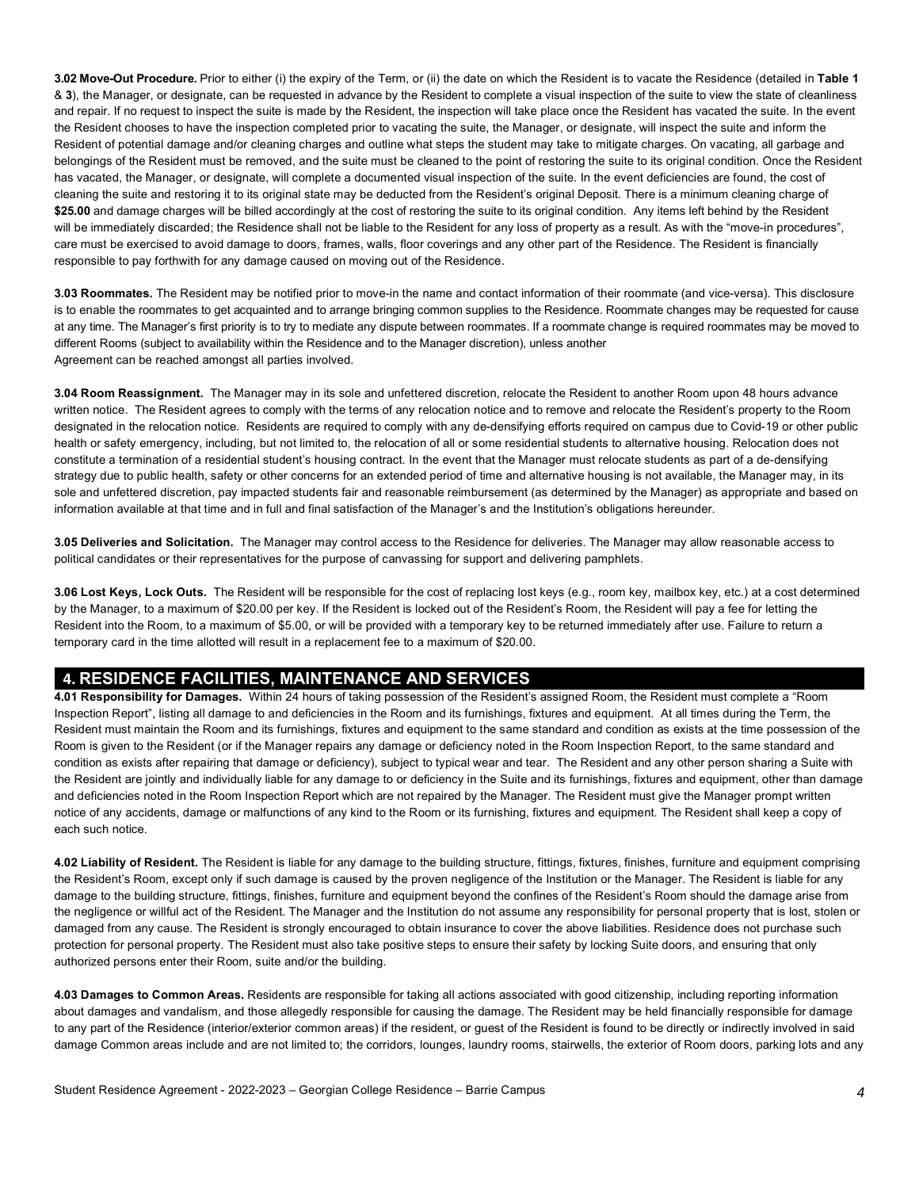**3.02 Move-Out Procedure.** Prior to either (i) the expiry of the Term, or (ii) the date on which the Resident is to vacate the Residence (detailed in **Table 1** & **3**), the Manager, or designate, can be requested in advance by the Resident to complete a visual inspection of the suite to view the state of cleanliness and repair. If no request to inspect the suite is made by the Resident, the inspection will take place once the Resident has vacated the suite. In the event the Resident chooses to have the inspection completed prior to vacating the suite, the Manager, or designate, will inspect the suite and inform the Resident of potential damage and/or cleaning charges and outline what steps the student may take to mitigate charges. On vacating, all garbage and belongings of the Resident must be removed, and the suite must be cleaned to the point of restoring the suite to its original condition. Once the Resident has vacated, the Manager, or designate, will complete a documented visual inspection of the suite. In the event deficiencies are found, the cost of cleaning the suite and restoring it to its original state may be deducted from the Resident's original Deposit. There is a minimum cleaning charge of **$25.00** and damage charges will be billed accordingly at the cost of restoring the suite to its original condition. Any items left behind by the Resident will be immediately discarded; the Residence shall not be liable to the Resident for any loss of property as a result. As with the "move-in procedures", care must be exercised to avoid damage to doors, frames, walls, floor coverings and any other part of the Residence. The Resident is financially responsible to pay forthwith for any damage caused on moving out of the Residence.

**3.03 Roommates.** The Resident may be notified prior to move-in the name and contact information of their roommate (and vice-versa). This disclosure is to enable the roommates to get acquainted and to arrange bringing common supplies to the Residence. Roommate changes may be requested for cause at any time. The Manager's first priority is to try to mediate any dispute between roommates. If a roommate change is required roommates may be moved to different Rooms (subject to availability within the Residence and to the Manager discretion), unless another Agreement can be reached amongst all parties involved.

**3.04 Room Reassignment.** The Manager may in its sole and unfettered discretion, relocate the Resident to another Room upon 48 hours advance written notice. The Resident agrees to comply with the terms of any relocation notice and to remove and relocate the Resident's property to the Room designated in the relocation notice. Residents are required to comply with any de-densifying efforts required on campus due to Covid-19 or other public health or safety emergency, including, but not limited to, the relocation of all or some residential students to alternative housing. Relocation does not constitute a termination of a residential student's housing contract. In the event that the Manager must relocate students as part of a de-densifying strategy due to public health, safety or other concerns for an extended period of time and alternative housing is not available, the Manager may, in its sole and unfettered discretion, pay impacted students fair and reasonable reimbursement (as determined by the Manager) as appropriate and based on information available at that time and in full and final satisfaction of the Manager's and the Institution's obligations hereunder.

**3.05 Deliveries and Solicitation.** The Manager may control access to the Residence for deliveries. The Manager may allow reasonable access to political candidates or their representatives for the purpose of canvassing for support and delivering pamphlets.

**3.06 Lost Keys, Lock Outs.** The Resident will be responsible for the cost of replacing lost keys (e.g., room key, mailbox key, etc.) at a cost determined by the Manager, to a maximum of $20.00 per key. If the Resident is locked out of the Resident's Room, the Resident will pay a fee for letting the Resident into the Room, to a maximum of $5.00, or will be provided with a temporary key to be returned immediately after use. Failure to return a temporary card in the time allotted will result in a replacement fee to a maximum of $20.00.

## 4. RESIDENCE FACILITIES, MAINTENANCE AND SERVICES

**4.01 Responsibility for Damages.** Within 24 hours of taking possession of the Resident's assigned Room, the Resident must complete a "Room Inspection Report", listing all damage to and deficiencies in the Room and its furnishings, fixtures and equipment. At all times during the Term, the Resident must maintain the Room and its furnishings, fixtures and equipment to the same standard and condition as exists at the time possession of the Room is given to the Resident (or if the Manager repairs any damage or deficiency noted in the Room Inspection Report, to the same standard and condition as exists after repairing that damage or deficiency), subject to typical wear and tear. The Resident and any other person sharing a Suite with the Resident are jointly and individually liable for any damage to or deficiency in the Suite and its furnishings, fixtures and equipment, other than damage and deficiencies noted in the Room Inspection Report which are not repaired by the Manager. The Resident must give the Manager prompt written notice of any accidents, damage or malfunctions of any kind to the Room or its furnishing, fixtures and equipment. The Resident shall keep a copy of each such notice.

**4.02 Liability of Resident.** The Resident is liable for any damage to the building structure, fittings, fixtures, finishes, furniture and equipment comprising the Resident's Room, except only if such damage is caused by the proven negligence of the Institution or the Manager. The Resident is liable for any damage to the building structure, fittings, finishes, furniture and equipment beyond the confines of the Resident's Room should the damage arise from the negligence or willful act of the Resident. The Manager and the Institution do not assume any responsibility for personal property that is lost, stolen or damaged from any cause. The Resident is strongly encouraged to obtain insurance to cover the above liabilities. Residence does not purchase such protection for personal property. The Resident must also take positive steps to ensure their safety by locking Suite doors, and ensuring that only authorized persons enter their Room, suite and/or the building.

**4.03 Damages to Common Areas.** Residents are responsible for taking all actions associated with good citizenship, including reporting information about damages and vandalism, and those allegedly responsible for causing the damage. The Resident may be held financially responsible for damage to any part of the Residence (interior/exterior common areas) if the resident, or guest of the Resident is found to be directly or indirectly involved in said damage Common areas include and are not limited to; the corridors, lounges, laundry rooms, stairwells, the exterior of Room doors, parking lots and any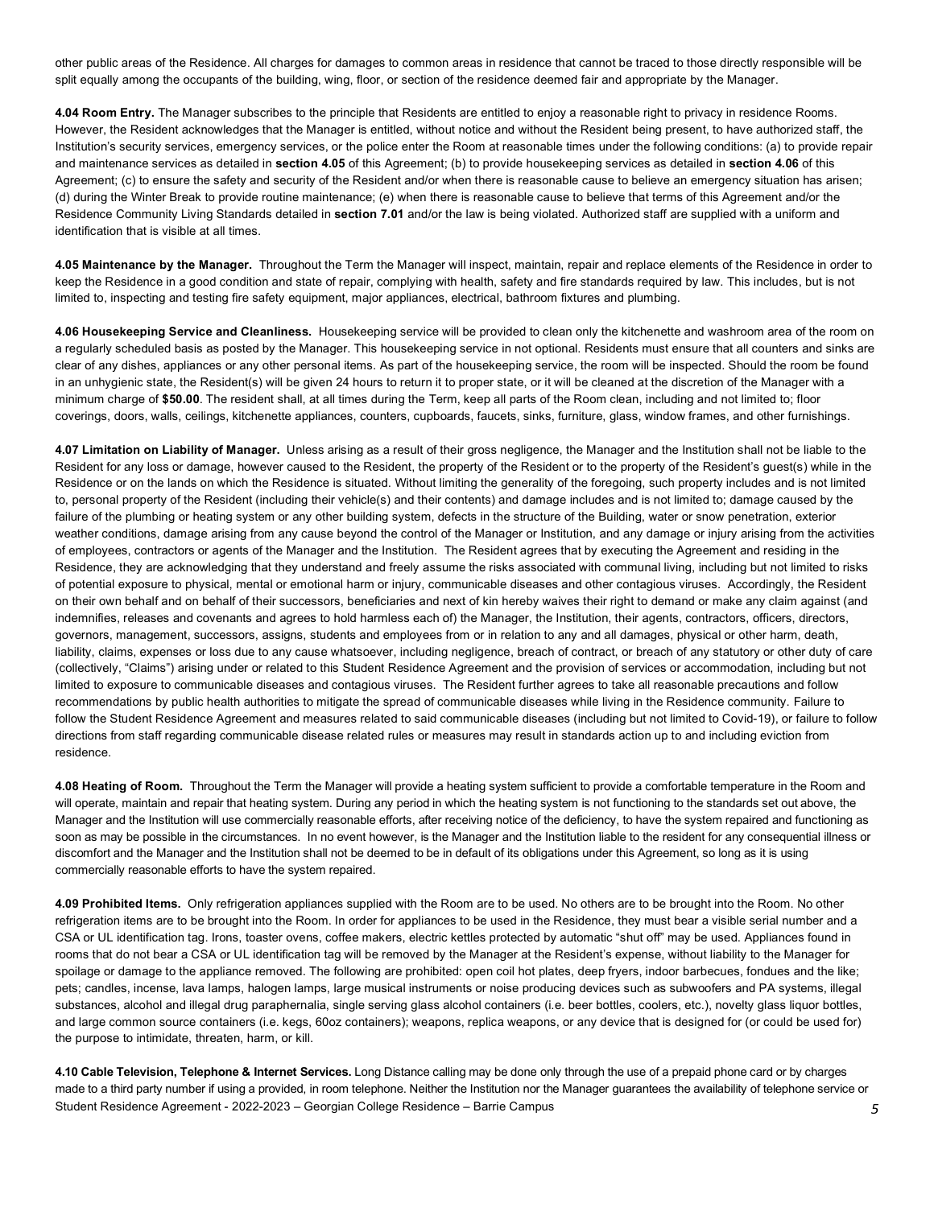other public areas of the Residence. All charges for damages to common areas in residence that cannot be traced to those directly responsible will be split equally among the occupants of the building, wing, floor, or section of the residence deemed fair and appropriate by the Manager.

**4.04 Room Entry.** The Manager subscribes to the principle that Residents are entitled to enjoy a reasonable right to privacy in residence Rooms. However, the Resident acknowledges that the Manager is entitled, without notice and without the Resident being present, to have authorized staff, the Institution's security services, emergency services, or the police enter the Room at reasonable times under the following conditions: (a) to provide repair and maintenance services as detailed in **section 4.05** of this Agreement; (b) to provide housekeeping services as detailed in **section 4.06** of this Agreement; (c) to ensure the safety and security of the Resident and/or when there is reasonable cause to believe an emergency situation has arisen; (d) during the Winter Break to provide routine maintenance; (e) when there is reasonable cause to believe that terms of this Agreement and/or the Residence Community Living Standards detailed in **section 7.01** and/or the law is being violated. Authorized staff are supplied with a uniform and identification that is visible at all times.

**4.05 Maintenance by the Manager.** Throughout the Term the Manager will inspect, maintain, repair and replace elements of the Residence in order to keep the Residence in a good condition and state of repair, complying with health, safety and fire standards required by law. This includes, but is not limited to, inspecting and testing fire safety equipment, major appliances, electrical, bathroom fixtures and plumbing.

**4.06 Housekeeping Service and Cleanliness.** Housekeeping service will be provided to clean only the kitchenette and washroom area of the room on a regularly scheduled basis as posted by the Manager. This housekeeping service in not optional. Residents must ensure that all counters and sinks are clear of any dishes, appliances or any other personal items. As part of the housekeeping service, the room will be inspected. Should the room be found in an unhygienic state, the Resident(s) will be given 24 hours to return it to proper state, or it will be cleaned at the discretion of the Manager with a minimum charge of **$50.00**. The resident shall, at all times during the Term, keep all parts of the Room clean, including and not limited to; floor coverings, doors, walls, ceilings, kitchenette appliances, counters, cupboards, faucets, sinks, furniture, glass, window frames, and other furnishings.

**4.07 Limitation on Liability of Manager.** Unless arising as a result of their gross negligence, the Manager and the Institution shall not be liable to the Resident for any loss or damage, however caused to the Resident, the property of the Resident or to the property of the Resident's guest(s) while in the Residence or on the lands on which the Residence is situated. Without limiting the generality of the foregoing, such property includes and is not limited to, personal property of the Resident (including their vehicle(s) and their contents) and damage includes and is not limited to; damage caused by the failure of the plumbing or heating system or any other building system, defects in the structure of the Building, water or snow penetration, exterior weather conditions, damage arising from any cause beyond the control of the Manager or Institution, and any damage or injury arising from the activities of employees, contractors or agents of the Manager and the Institution. The Resident agrees that by executing the Agreement and residing in the Residence, they are acknowledging that they understand and freely assume the risks associated with communal living, including but not limited to risks of potential exposure to physical, mental or emotional harm or injury, communicable diseases and other contagious viruses. Accordingly, the Resident on their own behalf and on behalf of their successors, beneficiaries and next of kin hereby waives their right to demand or make any claim against (and indemnifies, releases and covenants and agrees to hold harmless each of) the Manager, the Institution, their agents, contractors, officers, directors, governors, management, successors, assigns, students and employees from or in relation to any and all damages, physical or other harm, death, liability, claims, expenses or loss due to any cause whatsoever, including negligence, breach of contract, or breach of any statutory or other duty of care (collectively, "Claims") arising under or related to this Student Residence Agreement and the provision of services or accommodation, including but not limited to exposure to communicable diseases and contagious viruses. The Resident further agrees to take all reasonable precautions and follow recommendations by public health authorities to mitigate the spread of communicable diseases while living in the Residence community. Failure to follow the Student Residence Agreement and measures related to said communicable diseases (including but not limited to Covid-19), or failure to follow directions from staff regarding communicable disease related rules or measures may result in standards action up to and including eviction from residence.

**4.08 Heating of Room.** Throughout the Term the Manager will provide a heating system sufficient to provide a comfortable temperature in the Room and will operate, maintain and repair that heating system. During any period in which the heating system is not functioning to the standards set out above, the Manager and the Institution will use commercially reasonable efforts, after receiving notice of the deficiency, to have the system repaired and functioning as soon as may be possible in the circumstances. In no event however, is the Manager and the Institution liable to the resident for any consequential illness or discomfort and the Manager and the Institution shall not be deemed to be in default of its obligations under this Agreement, so long as it is using commercially reasonable efforts to have the system repaired.

**4.09 Prohibited Items.** Only refrigeration appliances supplied with the Room are to be used. No others are to be brought into the Room. No other refrigeration items are to be brought into the Room. In order for appliances to be used in the Residence, they must bear a visible serial number and a CSA or UL identification tag. Irons, toaster ovens, coffee makers, electric kettles protected by automatic "shut off" may be used. Appliances found in rooms that do not bear a CSA or UL identification tag will be removed by the Manager at the Resident's expense, without liability to the Manager for spoilage or damage to the appliance removed. The following are prohibited: open coil hot plates, deep fryers, indoor barbecues, fondues and the like; pets; candles, incense, lava lamps, halogen lamps, large musical instruments or noise producing devices such as subwoofers and PA systems, illegal substances, alcohol and illegal drug paraphernalia, single serving glass alcohol containers (i.e. beer bottles, coolers, etc.), novelty glass liquor bottles, and large common source containers (i.e. kegs, 60oz containers); weapons, replica weapons, or any device that is designed for (or could be used for) the purpose to intimidate, threaten, harm, or kill.

**4.10 Cable Television, Telephone & Internet Services.** Long Distance calling may be done only through the use of a prepaid phone card or by charges made to a third party number if using a provided, in room telephone. Neither the Institution nor the Manager guarantees the availability of telephone service or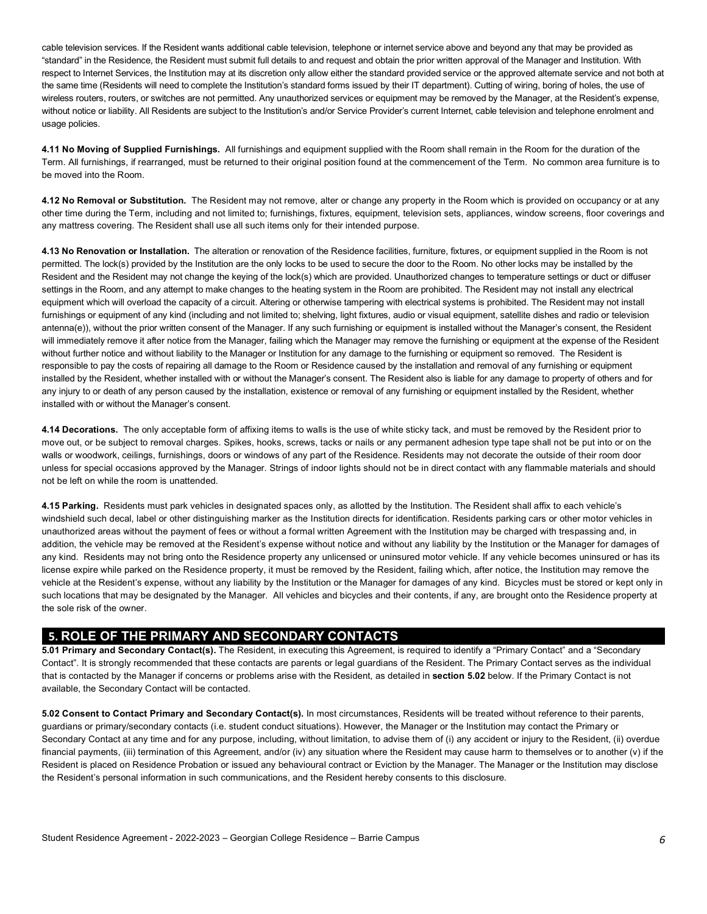cable television services. If the Resident wants additional cable television, telephone or internet service above and beyond any that may be provided as "standard" in the Residence, the Resident must submit full details to and request and obtain the prior written approval of the Manager and Institution. With respect to Internet Services, the Institution may at its discretion only allow either the standard provided service or the approved alternate service and not both at the same time (Residents will need to complete the Institution's standard forms issued by their IT department). Cutting of wiring, boring of holes, the use of wireless routers, routers, or switches are not permitted. Any unauthorized services or equipment may be removed by the Manager, at the Resident's expense, without notice or liability. All Residents are subject to the Institution's and/or Service Provider's current Internet, cable television and telephone enrolment and usage policies.

**4.11 No Moving of Supplied Furnishings.** All furnishings and equipment supplied with the Room shall remain in the Room for the duration of the Term. All furnishings, if rearranged, must be returned to their original position found at the commencement of the Term. No common area furniture is to be moved into the Room.

**4.12 No Removal or Substitution.** The Resident may not remove, alter or change any property in the Room which is provided on occupancy or at any other time during the Term, including and not limited to; furnishings, fixtures, equipment, television sets, appliances, window screens, floor coverings and any mattress covering. The Resident shall use all such items only for their intended purpose.

**4.13 No Renovation or Installation.** The alteration or renovation of the Residence facilities, furniture, fixtures, or equipment supplied in the Room is not permitted. The lock(s) provided by the Institution are the only locks to be used to secure the door to the Room. No other locks may be installed by the Resident and the Resident may not change the keying of the lock(s) which are provided. Unauthorized changes to temperature settings or duct or diffuser settings in the Room, and any attempt to make changes to the heating system in the Room are prohibited. The Resident may not install any electrical equipment which will overload the capacity of a circuit. Altering or otherwise tampering with electrical systems is prohibited. The Resident may not install furnishings or equipment of any kind (including and not limited to; shelving, light fixtures, audio or visual equipment, satellite dishes and radio or television antenna(e)), without the prior written consent of the Manager. If any such furnishing or equipment is installed without the Manager's consent, the Resident will immediately remove it after notice from the Manager, failing which the Manager may remove the furnishing or equipment at the expense of the Resident without further notice and without liability to the Manager or Institution for any damage to the furnishing or equipment so removed. The Resident is responsible to pay the costs of repairing all damage to the Room or Residence caused by the installation and removal of any furnishing or equipment installed by the Resident, whether installed with or without the Manager's consent. The Resident also is liable for any damage to property of others and for any injury to or death of any person caused by the installation, existence or removal of any furnishing or equipment installed by the Resident, whether installed with or without the Manager's consent.

**4.14 Decorations.** The only acceptable form of affixing items to walls is the use of white sticky tack, and must be removed by the Resident prior to move out, or be subject to removal charges. Spikes, hooks, screws, tacks or nails or any permanent adhesion type tape shall not be put into or on the walls or woodwork, ceilings, furnishings, doors or windows of any part of the Residence. Residents may not decorate the outside of their room door unless for special occasions approved by the Manager. Strings of indoor lights should not be in direct contact with any flammable materials and should not be left on while the room is unattended.

**4.15 Parking.** Residents must park vehicles in designated spaces only, as allotted by the Institution. The Resident shall affix to each vehicle's windshield such decal, label or other distinguishing marker as the Institution directs for identification. Residents parking cars or other motor vehicles in unauthorized areas without the payment of fees or without a formal written Agreement with the Institution may be charged with trespassing and, in addition, the vehicle may be removed at the Resident's expense without notice and without any liability by the Institution or the Manager for damages of any kind. Residents may not bring onto the Residence property any unlicensed or uninsured motor vehicle. If any vehicle becomes uninsured or has its license expire while parked on the Residence property, it must be removed by the Resident, failing which, after notice, the Institution may remove the vehicle at the Resident's expense, without any liability by the Institution or the Manager for damages of any kind. Bicycles must be stored or kept only in such locations that may be designated by the Manager. All vehicles and bicycles and their contents, if any, are brought onto the Residence property at the sole risk of the owner.

## 5. ROLE OF THE PRIMARY AND SECONDARY CONTACTS

**5.01 Primary and Secondary Contact(s).** The Resident, in executing this Agreement, is required to identify a "Primary Contact" and a "Secondary Contact". It is strongly recommended that these contacts are parents or legal guardians of the Resident. The Primary Contact serves as the individual that is contacted by the Manager if concerns or problems arise with the Resident, as detailed in **section 5.02** below. If the Primary Contact is not available, the Secondary Contact will be contacted.

**5.02 Consent to Contact Primary and Secondary Contact(s).** In most circumstances, Residents will be treated without reference to their parents, guardians or primary/secondary contacts (i.e. student conduct situations). However, the Manager or the Institution may contact the Primary or Secondary Contact at any time and for any purpose, including, without limitation, to advise them of (i) any accident or injury to the Resident, (ii) overdue financial payments, (iii) termination of this Agreement, and/or (iv) any situation where the Resident may cause harm to themselves or to another (v) if the Resident is placed on Residence Probation or issued any behavioural contract or Eviction by the Manager. The Manager or the Institution may disclose the Resident's personal information in such communications, and the Resident hereby consents to this disclosure.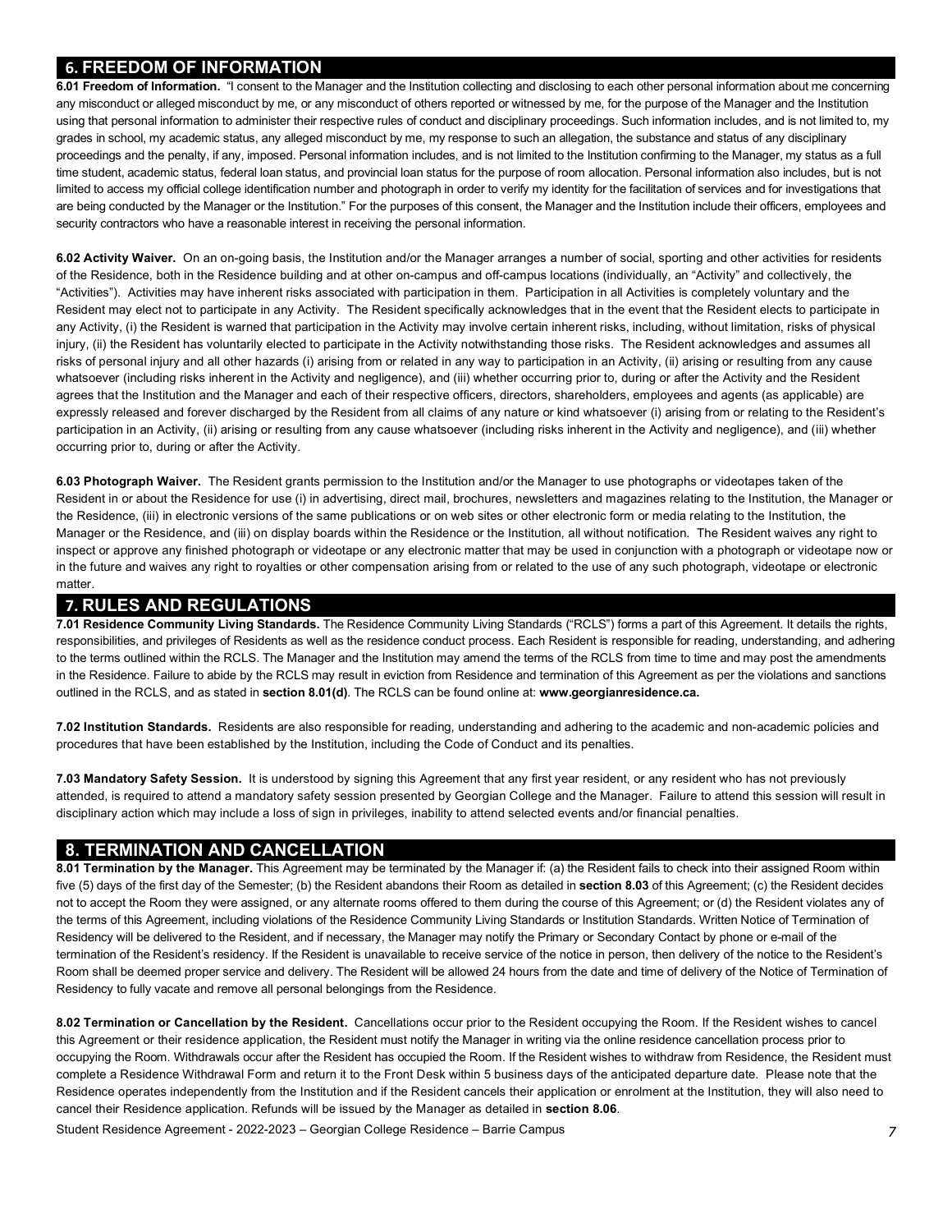## 6. FREEDOM OF INFORMATION

**6.01 Freedom of Information.** "I consent to the Manager and the Institution collecting and disclosing to each other personal information about me concerning any misconduct or alleged misconduct by me, or any misconduct of others reported or witnessed by me, for the purpose of the Manager and the Institution using that personal information to administer their respective rules of conduct and disciplinary proceedings. Such information includes, and is not limited to, my grades in school, my academic status, any alleged misconduct by me, my response to such an allegation, the substance and status of any disciplinary proceedings and the penalty, if any, imposed. Personal information includes, and is not limited to the Institution confirming to the Manager, my status as a full time student, academic status, federal loan status, and provincial loan status for the purpose of room allocation. Personal information also includes, but is not limited to access my official college identification number and photograph in order to verify my identity for the facilitation of services and for investigations that are being conducted by the Manager or the Institution." For the purposes of this consent, the Manager and the Institution include their officers, employees and security contractors who have a reasonable interest in receiving the personal information.

**6.02 Activity Waiver.** On an on-going basis, the Institution and/or the Manager arranges a number of social, sporting and other activities for residents of the Residence, both in the Residence building and at other on-campus and off-campus locations (individually, an "Activity" and collectively, the "Activities"). Activities may have inherent risks associated with participation in them. Participation in all Activities is completely voluntary and the Resident may elect not to participate in any Activity. The Resident specifically acknowledges that in the event that the Resident elects to participate in any Activity, (i) the Resident is warned that participation in the Activity may involve certain inherent risks, including, without limitation, risks of physical injury, (ii) the Resident has voluntarily elected to participate in the Activity notwithstanding those risks. The Resident acknowledges and assumes all risks of personal injury and all other hazards (i) arising from or related in any way to participation in an Activity, (ii) arising or resulting from any cause whatsoever (including risks inherent in the Activity and negligence), and (iii) whether occurring prior to, during or after the Activity and the Resident agrees that the Institution and the Manager and each of their respective officers, directors, shareholders, employees and agents (as applicable) are expressly released and forever discharged by the Resident from all claims of any nature or kind whatsoever (i) arising from or relating to the Resident's participation in an Activity, (ii) arising or resulting from any cause whatsoever (including risks inherent in the Activity and negligence), and (iii) whether occurring prior to, during or after the Activity.

**6.03 Photograph Waiver.** The Resident grants permission to the Institution and/or the Manager to use photographs or videotapes taken of the Resident in or about the Residence for use (i) in advertising, direct mail, brochures, newsletters and magazines relating to the Institution, the Manager or the Residence, (iii) in electronic versions of the same publications or on web sites or other electronic form or media relating to the Institution, the Manager or the Residence, and (iii) on display boards within the Residence or the Institution, all without notification. The Resident waives any right to inspect or approve any finished photograph or videotape or any electronic matter that may be used in conjunction with a photograph or videotape now or in the future and waives any right to royalties or other compensation arising from or related to the use of any such photograph, videotape or electronic matter.

## 7. RULES AND REGULATIONS

**7.01 Residence Community Living Standards.** The Residence Community Living Standards ("RCLS") forms a part of this Agreement. It details the rights, responsibilities, and privileges of Residents as well as the residence conduct process. Each Resident is responsible for reading, understanding, and adhering to the terms outlined within the RCLS. The Manager and the Institution may amend the terms of the RCLS from time to time and may post the amendments in the Residence. Failure to abide by the RCLS may result in eviction from Residence and termination of this Agreement as per the violations and sanctions outlined in the RCLS, and as stated in **section 8.01(d)**. The RCLS can be found online at: **www.georgianresidence.ca.**

**7.02 Institution Standards.** Residents are also responsible for reading, understanding and adhering to the academic and non-academic policies and procedures that have been established by the Institution, including the Code of Conduct and its penalties.

**7.03 Mandatory Safety Session.** It is understood by signing this Agreement that any first year resident, or any resident who has not previously attended, is required to attend a mandatory safety session presented by Georgian College and the Manager. Failure to attend this session will result in disciplinary action which may include a loss of sign in privileges, inability to attend selected events and/or financial penalties.

## 8. TERMINATION AND CANCELLATION

**8.01 Termination by the Manager.** This Agreement may be terminated by the Manager if: (a) the Resident fails to check into their assigned Room within five (5) days of the first day of the Semester; (b) the Resident abandons their Room as detailed in **section 8.03** of this Agreement; (c) the Resident decides not to accept the Room they were assigned, or any alternate rooms offered to them during the course of this Agreement; or (d) the Resident violates any of the terms of this Agreement, including violations of the Residence Community Living Standards or Institution Standards. Written Notice of Termination of Residency will be delivered to the Resident, and if necessary, the Manager may notify the Primary or Secondary Contact by phone or e-mail of the termination of the Resident's residency. If the Resident is unavailable to receive service of the notice in person, then delivery of the notice to the Resident's Room shall be deemed proper service and delivery. The Resident will be allowed 24 hours from the date and time of delivery of the Notice of Termination of Residency to fully vacate and remove all personal belongings from the Residence.

**8.02 Termination or Cancellation by the Resident.** Cancellations occur prior to the Resident occupying the Room. If the Resident wishes to cancel this Agreement or their residence application, the Resident must notify the Manager in writing via the online residence cancellation process prior to occupying the Room. Withdrawals occur after the Resident has occupied the Room. If the Resident wishes to withdraw from Residence, the Resident must complete a Residence Withdrawal Form and return it to the Front Desk within 5 business days of the anticipated departure date. Please note that the Residence operates independently from the Institution and if the Resident cancels their application or enrolment at the Institution, they will also need to cancel their Residence application. Refunds will be issued by the Manager as detailed in **section 8.06**.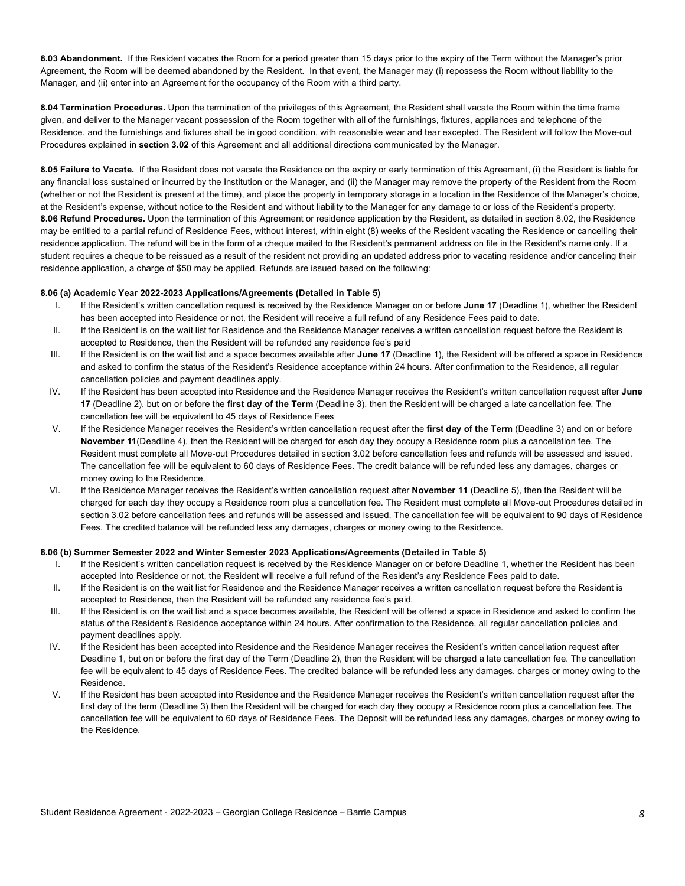**8.03 Abandonment.** If the Resident vacates the Room for a period greater than 15 days prior to the expiry of the Term without the Manager's prior Agreement, the Room will be deemed abandoned by the Resident. In that event, the Manager may (i) repossess the Room without liability to the Manager, and (ii) enter into an Agreement for the occupancy of the Room with a third party.

**8.04 Termination Procedures.** Upon the termination of the privileges of this Agreement, the Resident shall vacate the Room within the time frame given, and deliver to the Manager vacant possession of the Room together with all of the furnishings, fixtures, appliances and telephone of the Residence, and the furnishings and fixtures shall be in good condition, with reasonable wear and tear excepted. The Resident will follow the Move-out Procedures explained in **section 3.02** of this Agreement and all additional directions communicated by the Manager.

**8.05 Failure to Vacate.** If the Resident does not vacate the Residence on the expiry or early termination of this Agreement, (i) the Resident is liable for any financial loss sustained or incurred by the Institution or the Manager, and (ii) the Manager may remove the property of the Resident from the Room (whether or not the Resident is present at the time), and place the property in temporary storage in a location in the Residence of the Manager's choice, at the Resident's expense, without notice to the Resident and without liability to the Manager for any damage to or loss of the Resident's property.

**8.06 Refund Procedures.** Upon the termination of this Agreement or residence application by the Resident, as detailed in section 8.02, the Residence may be entitled to a partial refund of Residence Fees, without interest, within eight (8) weeks of the Resident vacating the Residence or cancelling their residence application. The refund will be in the form of a cheque mailed to the Resident's permanent address on file in the Resident's name only. If a student requires a cheque to be reissued as a result of the resident not providing an updated address prior to vacating residence and/or canceling their residence application, a charge of $50 may be applied. Refunds are issued based on the following:

**8.06 (a) Academic Year 2022-2023 Applications/Agreements (Detailed in Table 5)**

I. If the Resident's written cancellation request is received by the Residence Manager on or before **June 17** (Deadline 1), whether the Resident has been accepted into Residence or not, the Resident will receive a full refund of any Residence Fees paid to date.

II. If the Resident is on the wait list for Residence and the Residence Manager receives a written cancellation request before the Resident is accepted to Residence, then the Resident will be refunded any residence fee's paid

III. If the Resident is on the wait list and a space becomes available after **June 17** (Deadline 1), the Resident will be offered a space in Residence and asked to confirm the status of the Resident's Residence acceptance within 24 hours. After confirmation to the Residence, all regular cancellation policies and payment deadlines apply.

IV. If the Resident has been accepted into Residence and the Residence Manager receives the Resident's written cancellation request after **June 17** (Deadline 2), but on or before the **first day of the Term** (Deadline 3), then the Resident will be charged a late cancellation fee. The cancellation fee will be equivalent to 45 days of Residence Fees

V. If the Residence Manager receives the Resident's written cancellation request after the **first day of the Term** (Deadline 3) and on or before **November 11**(Deadline 4), then the Resident will be charged for each day they occupy a Residence room plus a cancellation fee. The Resident must complete all Move-out Procedures detailed in section 3.02 before cancellation fees and refunds will be assessed and issued. The cancellation fee will be equivalent to 60 days of Residence Fees. The credit balance will be refunded less any damages, charges or money owing to the Residence.

VI. If the Residence Manager receives the Resident's written cancellation request after **November 11** (Deadline 5), then the Resident will be charged for each day they occupy a Residence room plus a cancellation fee. The Resident must complete all Move-out Procedures detailed in section 3.02 before cancellation fees and refunds will be assessed and issued. The cancellation fee will be equivalent to 90 days of Residence Fees. The credited balance will be refunded less any damages, charges or money owing to the Residence.

**8.06 (b) Summer Semester 2022 and Winter Semester 2023 Applications/Agreements (Detailed in Table 5)**

I. If the Resident's written cancellation request is received by the Residence Manager on or before Deadline 1, whether the Resident has been accepted into Residence or not, the Resident will receive a full refund of the Resident's any Residence Fees paid to date.

II. If the Resident is on the wait list for Residence and the Residence Manager receives a written cancellation request before the Resident is accepted to Residence, then the Resident will be refunded any residence fee's paid.

III. If the Resident is on the wait list and a space becomes available, the Resident will be offered a space in Residence and asked to confirm the status of the Resident's Residence acceptance within 24 hours. After confirmation to the Residence, all regular cancellation policies and payment deadlines apply.

IV. If the Resident has been accepted into Residence and the Residence Manager receives the Resident's written cancellation request after Deadline 1, but on or before the first day of the Term (Deadline 2), then the Resident will be charged a late cancellation fee. The cancellation fee will be equivalent to 45 days of Residence Fees. The credited balance will be refunded less any damages, charges or money owing to the Residence.

V. If the Resident has been accepted into Residence and the Residence Manager receives the Resident's written cancellation request after the first day of the term (Deadline 3) then the Resident will be charged for each day they occupy a Residence room plus a cancellation fee. The cancellation fee will be equivalent to 60 days of Residence Fees. The Deposit will be refunded less any damages, charges or money owing to the Residence.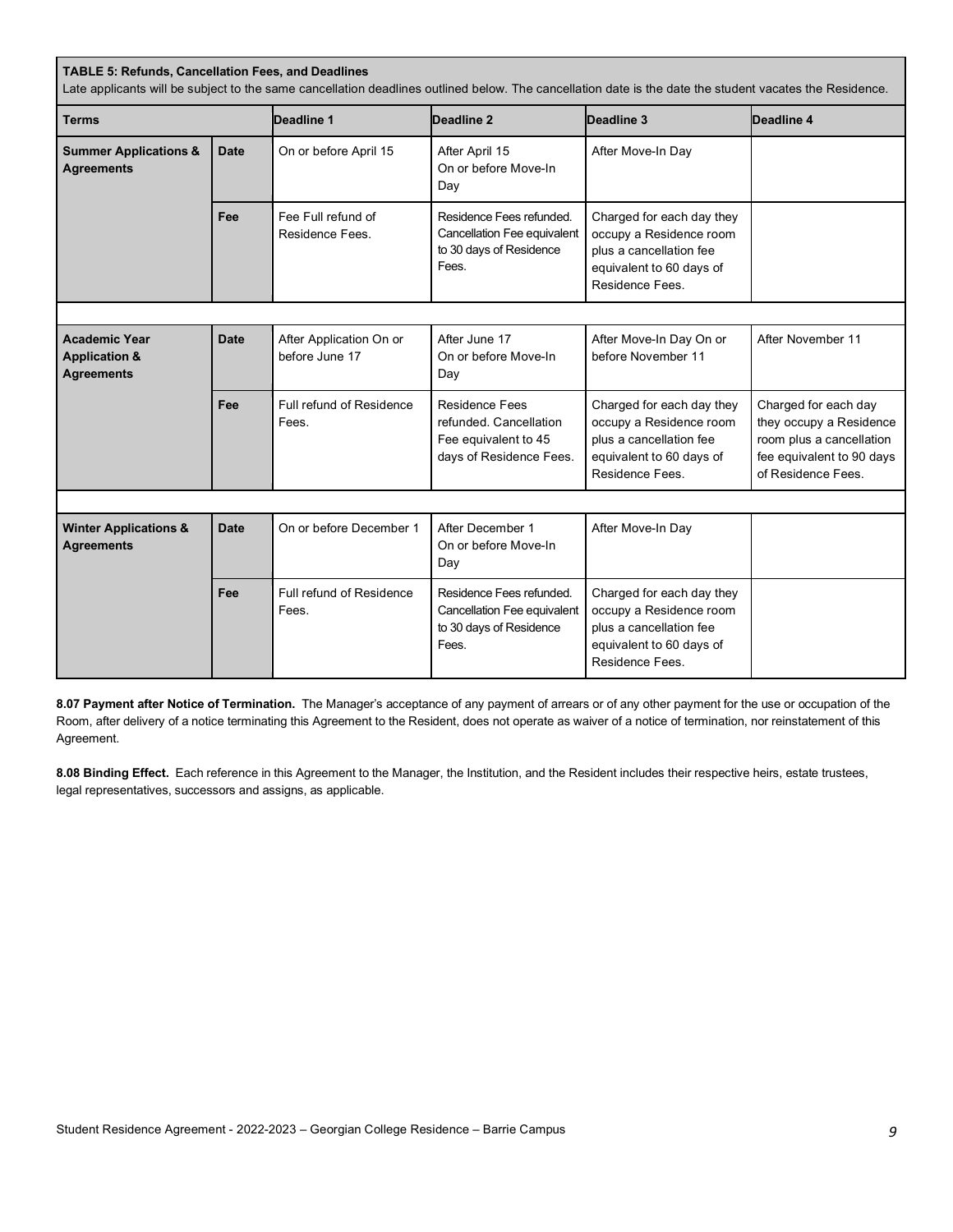**TABLE 5: Refunds, Cancellation Fees, and Deadlines**
Late applicants will be subject to the same cancellation deadlines outlined below. The cancellation date is the date the student vacates the Residence.

| Terms | | Deadline 1 | Deadline 2 | Deadline 3 | Deadline 4 |
|---|---|---|---|---|---|
| **Summer Applications & Agreements** | **Date** | On or before April 15 | After April 15 On or before Move-In Day | After Move-In Day | |
| | **Fee** | Fee Full refund of Residence Fees. | Residence Fees refunded. Cancellation Fee equivalent to 30 days of Residence Fees. | Charged for each day they occupy a Residence room plus a cancellation fee equivalent to 60 days of Residence Fees. | |
| **Academic Year Application & Agreements** | **Date** | After Application On or before June 17 | After June 17 On or before Move-In Day | After Move-In Day On or before November 11 | After November 11 |
| | **Fee** | Full refund of Residence Fees. | Residence Fees refunded. Cancellation Fee equivalent to 45 days of Residence Fees. | Charged for each day they occupy a Residence room plus a cancellation fee equivalent to 60 days of Residence Fees. | Charged for each day they occupy a Residence room plus a cancellation fee equivalent to 90 days of Residence Fees. |
| **Winter Applications & Agreements** | **Date** | On or before December 1 | After December 1 On or before Move-In Day | After Move-In Day | |
| | **Fee** | Full refund of Residence Fees. | Residence Fees refunded. Cancellation Fee equivalent to 30 days of Residence Fees. | Charged for each day they occupy a Residence room plus a cancellation fee equivalent to 60 days of Residence Fees. | |

**8.07 Payment after Notice of Termination.** The Manager's acceptance of any payment of arrears or of any other payment for the use or occupation of the Room, after delivery of a notice terminating this Agreement to the Resident, does not operate as waiver of a notice of termination, nor reinstatement of this Agreement.

**8.08 Binding Effect.** Each reference in this Agreement to the Manager, the Institution, and the Resident includes their respective heirs, estate trustees, legal representatives, successors and assigns, as applicable.